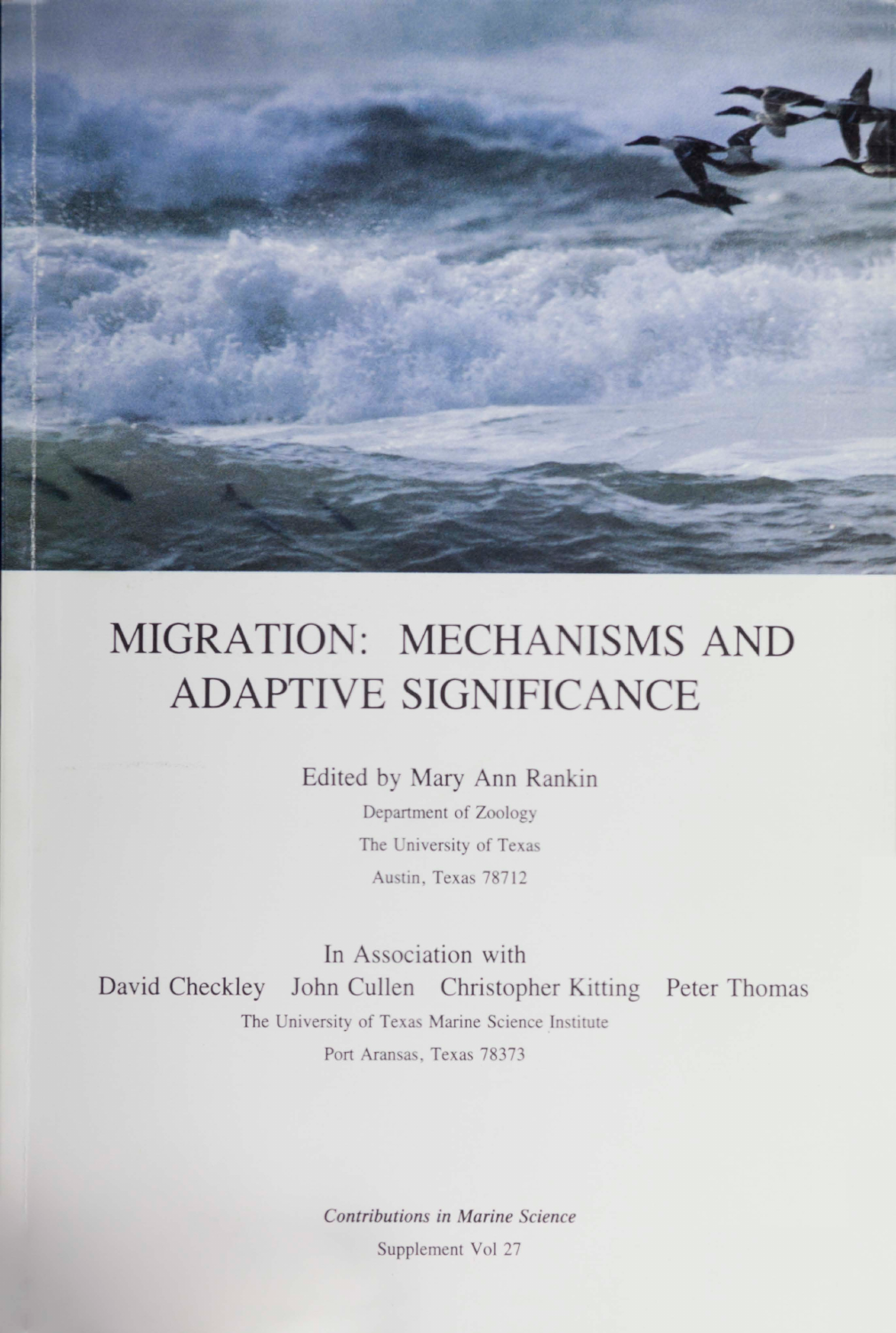# MIGRATION: MECHANISMS AND ADAPTIVE SIGNIFICANCE

Edited by Mary Ann Rankin

Department of Zoology

The University of Texas

Austin, Texas 78712

In Association with

David Checkley John Cullen Christopher Kitting Peter Thomas

The University of Texas Marine Science Institute

Port Aransas, Texas 78373

*Contributions in Marine Science*

Supplement Vol 27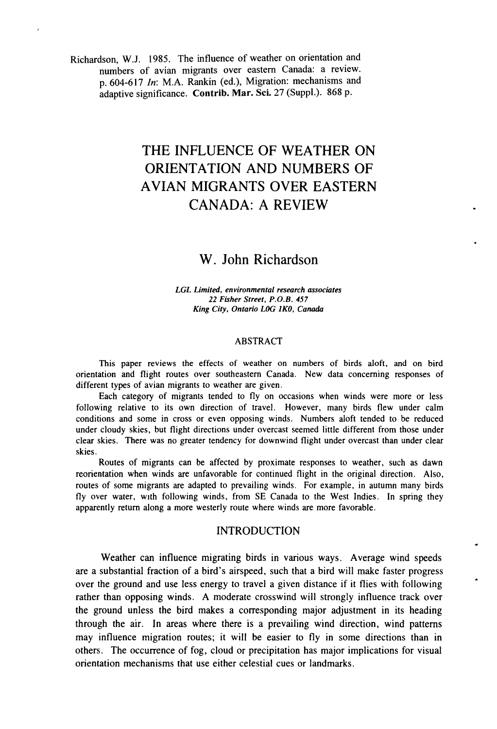Richardson, W.J. 1985. The influence of weather on orientation and numbers of avian migrants over eastern Canada: a review. p. 604-617 *In*: M.A. Rankin (ed.), Migration: mechanisms and adaptive significance. **Contrib. Mar. Sci.** 27 (Suppl.). 868 p.

# THE INFLUENCE OF WEATHER ON ORIENTATION AND NUMBERS OF AVIAN MIGRANTS OVER EASTERN CANADA: A REVIEW

## W. John Richardson

*LGL Limited, environmental research associates*
*22 Fisher Street, P.O.B. 457*
*King City, Ontario L0G 1K0, Canada*

## ABSTRACT

This paper reviews the effects of weather on numbers of birds aloft, and on bird orientation and flight routes over southeastern Canada. New data concerning responses of different types of avian migrants to weather are given.

Each category of migrants tended to fly on occasions when winds were more or less following relative to its own direction of travel. However, many birds flew under calm conditions and some in cross or even opposing winds. Numbers aloft tended to be reduced under cloudy skies, but flight directions under overcast seemed little different from those under clear skies. There was no greater tendency for downwind flight under overcast than under clear skies.

Routes of migrants can be affected by proximate responses to weather, such as dawn reorientation when winds are unfavorable for continued flight in the original direction. Also, routes of some migrants are adapted to prevailing winds. For example, in autumn many birds fly over water, with following winds, from SE Canada to the West Indies. In spring they apparently return along a more westerly route where winds are more favorable.

## INTRODUCTION

Weather can influence migrating birds in various ways. Average wind speeds are a substantial fraction of a bird's airspeed, such that a bird will make faster progress over the ground and use less energy to travel a given distance if it flies with following rather than opposing winds. A moderate crosswind will strongly influence track over the ground unless the bird makes a corresponding major adjustment in its heading through the air. In areas where there is a prevailing wind direction, wind patterns may influence migration routes; it will be easier to fly in some directions than in others. The occurrence of fog, cloud or precipitation has major implications for visual orientation mechanisms that use either celestial cues or landmarks.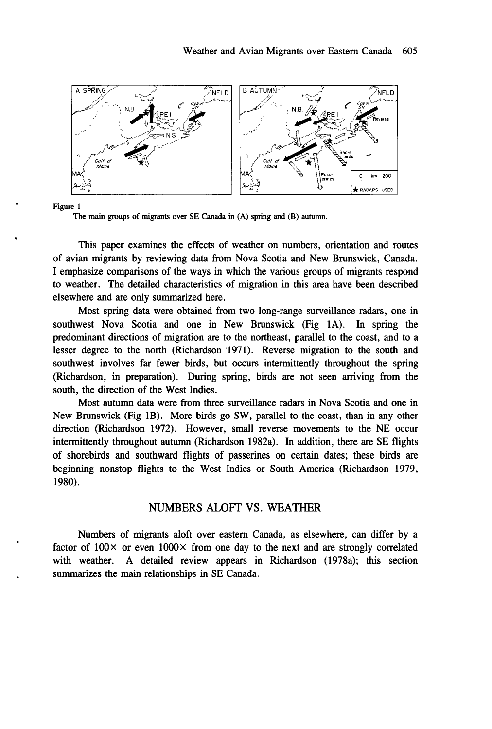Figure 1
The main groups of migrants over SE Canada in (A) spring and (B) autumn.

This paper examines the effects of weather on numbers, orientation and routes of avian migrants by reviewing data from Nova Scotia and New Brunswick, Canada. I emphasize comparisons of the ways in which the various groups of migrants respond to weather. The detailed characteristics of migration in this area have been described elsewhere and are only summarized here.

Most spring data were obtained from two long-range surveillance radars, one in southwest Nova Scotia and one in New Brunswick (Fig 1A). In spring the predominant directions of migration are to the northeast, parallel to the coast, and to a lesser degree to the north (Richardson 1971). Reverse migration to the south and southwest involves far fewer birds, but occurs intermittently throughout the spring (Richardson, in preparation). During spring, birds are not seen arriving from the south, the direction of the West Indies.

Most autumn data were from three surveillance radars in Nova Scotia and one in New Brunswick (Fig 1B). More birds go SW, parallel to the coast, than in any other direction (Richardson 1972). However, small reverse movements to the NE occur intermittently throughout autumn (Richardson 1982a). In addition, there are SE flights of shorebirds and southward flights of passerines on certain dates; these birds are beginning nonstop flights to the West Indies or South America (Richardson 1979, 1980).

## NUMBERS ALOFT VS. WEATHER

Numbers of migrants aloft over eastern Canada, as elsewhere, can differ by a factor of 100× or even 1000× from one day to the next and are strongly correlated with weather. A detailed review appears in Richardson (1978a); this section summarizes the main relationships in SE Canada.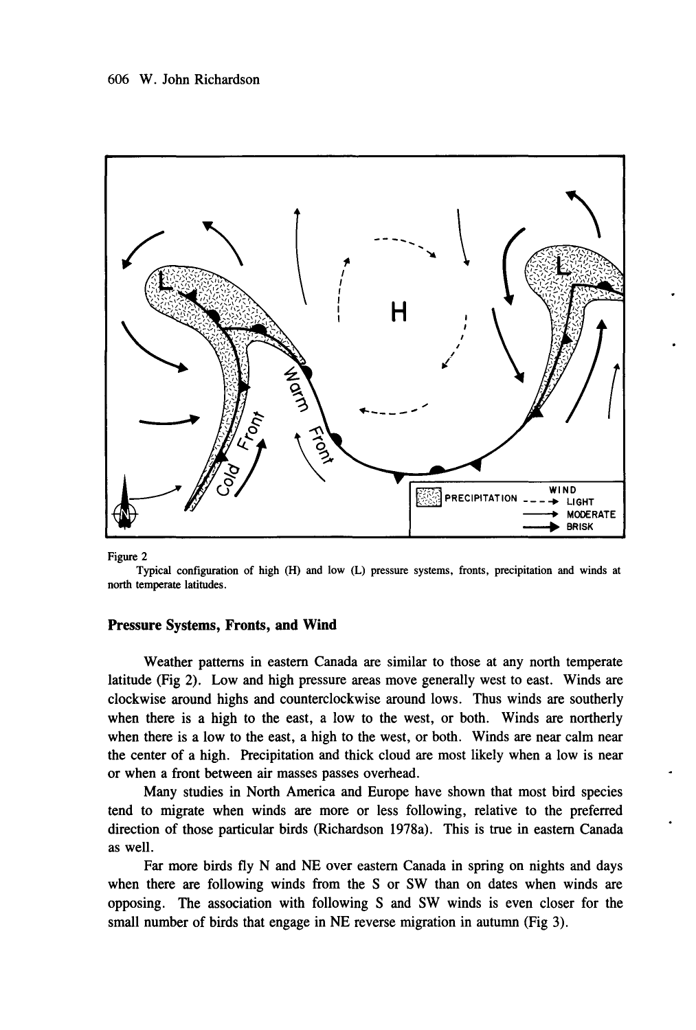Figure 2

Typical configuration of high (H) and low (L) pressure systems, fronts, precipitation and winds at north temperate latitudes.

## Pressure Systems, Fronts, and Wind

Weather patterns in eastern Canada are similar to those at any north temperate latitude (Fig 2). Low and high pressure areas move generally west to east. Winds are clockwise around highs and counterclockwise around lows. Thus winds are southerly when there is a high to the east, a low to the west, or both. Winds are northerly when there is a low to the east, a high to the west, or both. Winds are near calm near the center of a high. Precipitation and thick cloud are most likely when a low is near or when a front between air masses passes overhead.

Many studies in North America and Europe have shown that most bird species tend to migrate when winds are more or less following, relative to the preferred direction of those particular birds (Richardson 1978a). This is true in eastern Canada as well.

Far more birds fly N and NE over eastern Canada in spring on nights and days when there are following winds from the S or SW than on dates when winds are opposing. The association with following S and SW winds is even closer for the small number of birds that engage in NE reverse migration in autumn (Fig 3).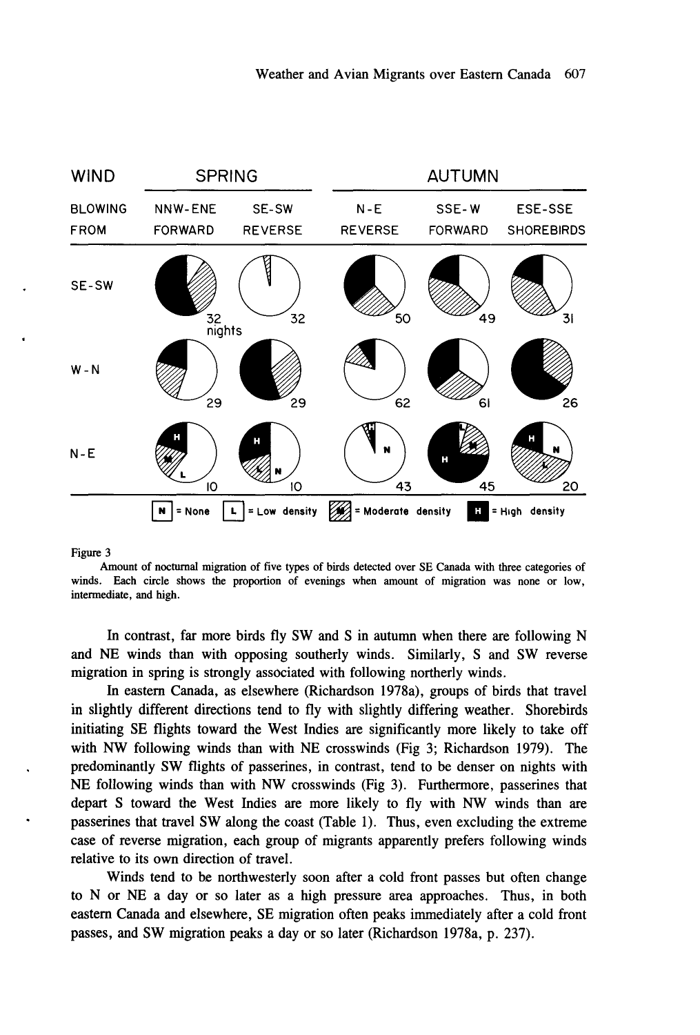| WIND | SPRING | | AUTUMN | | |
|---|---|---|---|---|---|
| BLOWING FROM | NNW-ENE FORWARD | SE-SW REVERSE | N-E REVERSE | SSE-W FORWARD | ESE-SSE SHOREBIRDS |
| SE-SW | 32 nights | 32 | 50 | 49 | 31 |
| W-N | 29 | 29 | 62 | 61 | 26 |
| N-E | 10 | 10 | 43 | 45 | 20 |

N = None  L = Low density  M = Moderate density  H = High density

Figure 3

Amount of nocturnal migration of five types of birds detected over SE Canada with three categories of winds. Each circle shows the proportion of evenings when amount of migration was none or low, intermediate, and high.

In contrast, far more birds fly SW and S in autumn when there are following N and NE winds than with opposing southerly winds. Similarly, S and SW reverse migration in spring is strongly associated with following northerly winds.

In eastern Canada, as elsewhere (Richardson 1978a), groups of birds that travel in slightly different directions tend to fly with slightly differing weather. Shorebirds initiating SE flights toward the West Indies are significantly more likely to take off with NW following winds than with NE crosswinds (Fig 3; Richardson 1979). The predominantly SW flights of passerines, in contrast, tend to be denser on nights with NE following winds than with NW crosswinds (Fig 3). Furthermore, passerines that depart S toward the West Indies are more likely to fly with NW winds than are passerines that travel SW along the coast (Table 1). Thus, even excluding the extreme case of reverse migration, each group of migrants apparently prefers following winds relative to its own direction of travel.

Winds tend to be northwesterly soon after a cold front passes but often change to N or NE a day or so later as a high pressure area approaches. Thus, in both eastern Canada and elsewhere, SE migration often peaks immediately after a cold front passes, and SW migration peaks a day or so later (Richardson 1978a, p. 237).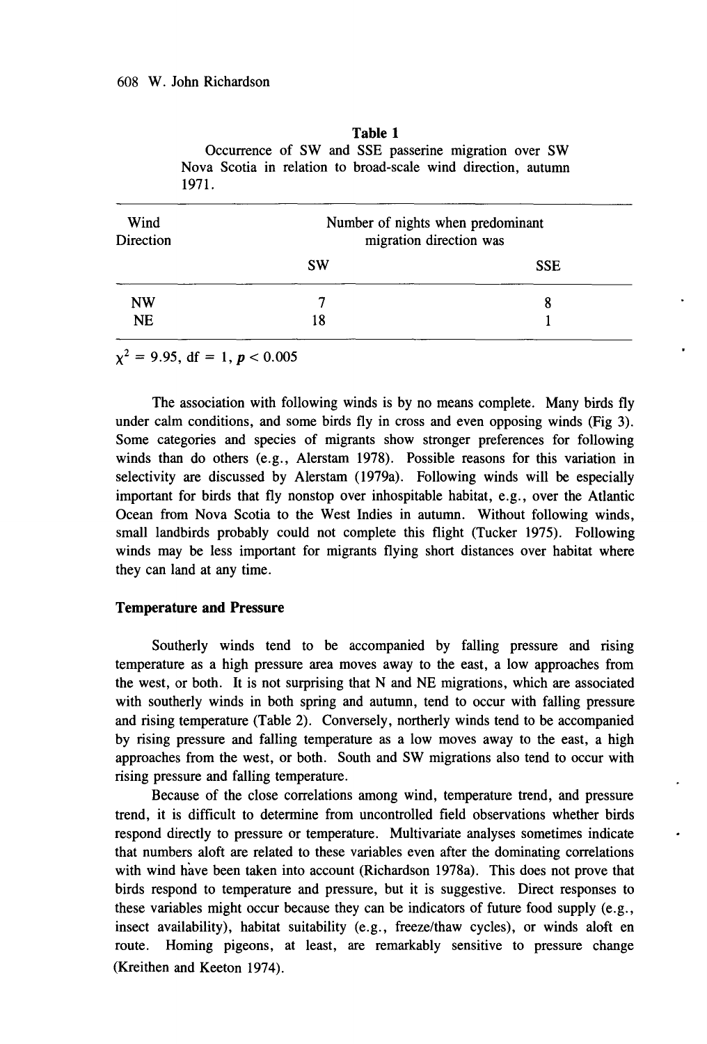**Table 1**

Occurrence of SW and SSE passerine migration over SW Nova Scotia in relation to broad-scale wind direction, autumn 1971.

| Wind Direction | Number of nights when predominant migration direction was | |
|---|---|---|
| | SW | SSE |
| NW | 7 | 8 |
| NE | 18 | 1 |

$\chi^2 = 9.95$, df = 1, $p < 0.005$

The association with following winds is by no means complete. Many birds fly under calm conditions, and some birds fly in cross and even opposing winds (Fig 3). Some categories and species of migrants show stronger preferences for following winds than do others (e.g., Alerstam 1978). Possible reasons for this variation in selectivity are discussed by Alerstam (1979a). Following winds will be especially important for birds that fly nonstop over inhospitable habitat, e.g., over the Atlantic Ocean from Nova Scotia to the West Indies in autumn. Without following winds, small landbirds probably could not complete this flight (Tucker 1975). Following winds may be less important for migrants flying short distances over habitat where they can land at any time.

### Temperature and Pressure

Southerly winds tend to be accompanied by falling pressure and rising temperature as a high pressure area moves away to the east, a low approaches from the west, or both. It is not surprising that N and NE migrations, which are associated with southerly winds in both spring and autumn, tend to occur with falling pressure and rising temperature (Table 2). Conversely, northerly winds tend to be accompanied by rising pressure and falling temperature as a low moves away to the east, a high approaches from the west, or both. South and SW migrations also tend to occur with rising pressure and falling temperature.

Because of the close correlations among wind, temperature trend, and pressure trend, it is difficult to determine from uncontrolled field observations whether birds respond directly to pressure or temperature. Multivariate analyses sometimes indicate that numbers aloft are related to these variables even after the dominating correlations with wind have been taken into account (Richardson 1978a). This does not prove that birds respond to temperature and pressure, but it is suggestive. Direct responses to these variables might occur because they can be indicators of future food supply (e.g., insect availability), habitat suitability (e.g., freeze/thaw cycles), or winds aloft en route. Homing pigeons, at least, are remarkably sensitive to pressure change (Kreithen and Keeton 1974).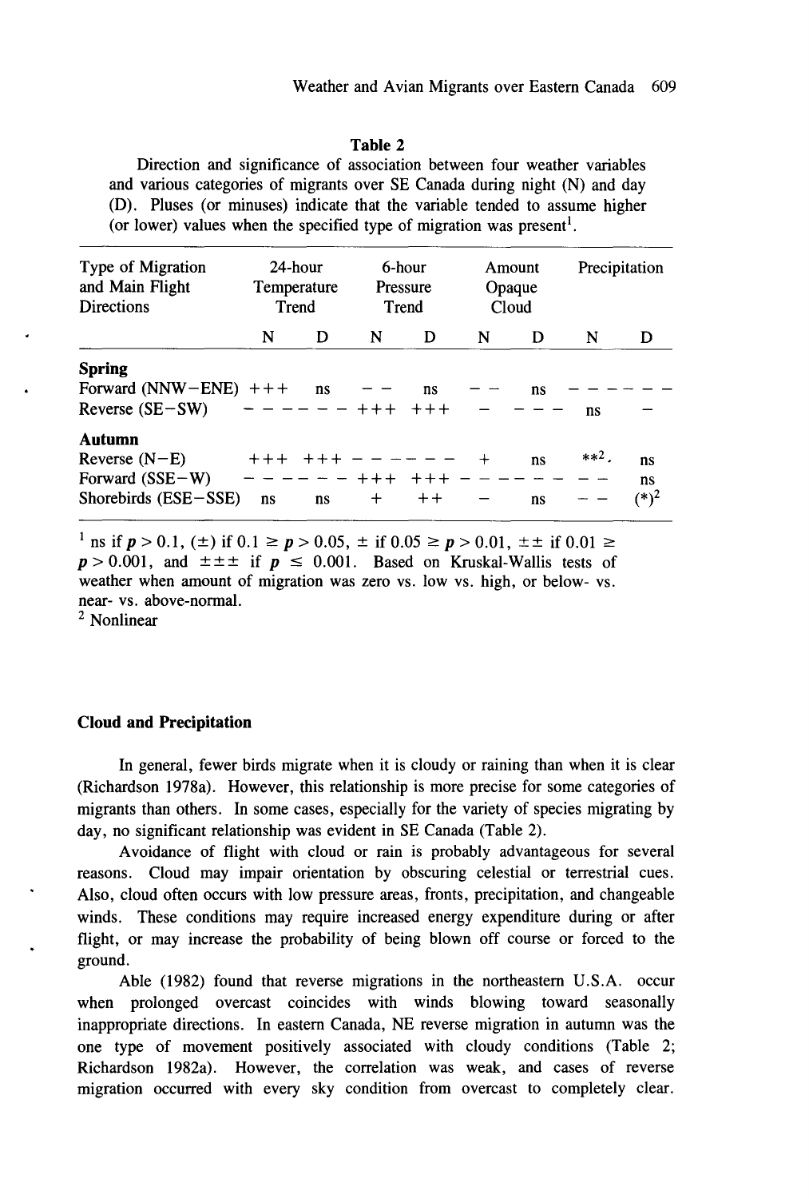**Table 2**

Direction and significance of association between four weather variables and various categories of migrants over SE Canada during night (N) and day (D). Pluses (or minuses) indicate that the variable tended to assume higher (or lower) values when the specified type of migration was present[1].

| Type of Migration and Main Flight Directions | 24-hour Temperature Trend | | 6-hour Pressure Trend | | Amount Opaque Cloud | | Precipitation | |
|---|---|---|---|---|---|---|---|---|
| | N | D | N | D | N | D | N | D |
| **Spring** | | | | | | | | |
| Forward (NNW–ENE) | +++ | ns | – – | ns | – – | ns | – – – | – – – |
| Reverse (SE–SW) | – – – | – – – | +++ | +++ | – | – – – | ns | – |
| **Autumn** | | | | | | | | |
| Reverse (N–E) | +++ | +++ | – – – | – – – | + | ns | **[2], | ns |
| Forward (SSE–W) | – – – | – – – | +++ | +++ | – – – | – – – | – – | ns |
| Shorebirds (ESE–SSE) | ns | ns | + | ++ | – | ns | – – | (*)[2] |

[1] ns if $p > 0.1$, (±) if $0.1 \geq p > 0.05$, ± if $0.05 \geq p > 0.01$, ±± if $0.01 \geq p > 0.001$, and ±±± if $p \leq 0.001$. Based on Kruskal-Wallis tests of weather when amount of migration was zero vs. low vs. high, or below- vs. near- vs. above-normal.

[2] Nonlinear

### Cloud and Precipitation

In general, fewer birds migrate when it is cloudy or raining than when it is clear (Richardson 1978a). However, this relationship is more precise for some categories of migrants than others. In some cases, especially for the variety of species migrating by day, no significant relationship was evident in SE Canada (Table 2).

Avoidance of flight with cloud or rain is probably advantageous for several reasons. Cloud may impair orientation by obscuring celestial or terrestrial cues. Also, cloud often occurs with low pressure areas, fronts, precipitation, and changeable winds. These conditions may require increased energy expenditure during or after flight, or may increase the probability of being blown off course or forced to the ground.

Able (1982) found that reverse migrations in the northeastern U.S.A. occur when prolonged overcast coincides with winds blowing toward seasonally inappropriate directions. In eastern Canada, NE reverse migration in autumn was the one type of movement positively associated with cloudy conditions (Table 2; Richardson 1982a). However, the correlation was weak, and cases of reverse migration occurred with every sky condition from overcast to completely clear.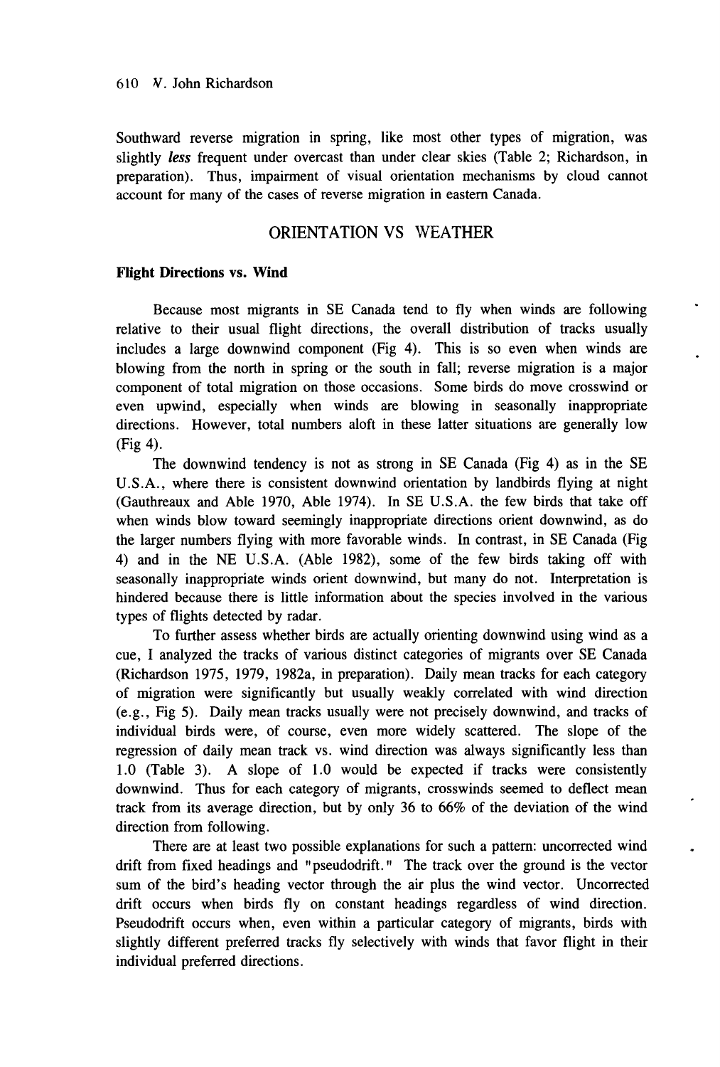Southward reverse migration in spring, like most other types of migration, was slightly *less* frequent under overcast than under clear skies (Table 2; Richardson, in preparation). Thus, impairment of visual orientation mechanisms by cloud cannot account for many of the cases of reverse migration in eastern Canada.

## ORIENTATION VS WEATHER

### Flight Directions vs. Wind

Because most migrants in SE Canada tend to fly when winds are following relative to their usual flight directions, the overall distribution of tracks usually includes a large downwind component (Fig 4). This is so even when winds are blowing from the north in spring or the south in fall; reverse migration is a major component of total migration on those occasions. Some birds do move crosswind or even upwind, especially when winds are blowing in seasonally inappropriate directions. However, total numbers aloft in these latter situations are generally low (Fig 4).

The downwind tendency is not as strong in SE Canada (Fig 4) as in the SE U.S.A., where there is consistent downwind orientation by landbirds flying at night (Gauthreaux and Able 1970, Able 1974). In SE U.S.A. the few birds that take off when winds blow toward seemingly inappropriate directions orient downwind, as do the larger numbers flying with more favorable winds. In contrast, in SE Canada (Fig 4) and in the NE U.S.A. (Able 1982), some of the few birds taking off with seasonally inappropriate winds orient downwind, but many do not. Interpretation is hindered because there is little information about the species involved in the various types of flights detected by radar.

To further assess whether birds are actually orienting downwind using wind as a cue, I analyzed the tracks of various distinct categories of migrants over SE Canada (Richardson 1975, 1979, 1982a, in preparation). Daily mean tracks for each category of migration were significantly but usually weakly correlated with wind direction (e.g., Fig 5). Daily mean tracks usually were not precisely downwind, and tracks of individual birds were, of course, even more widely scattered. The slope of the regression of daily mean track vs. wind direction was always significantly less than 1.0 (Table 3). A slope of 1.0 would be expected if tracks were consistently downwind. Thus for each category of migrants, crosswinds seemed to deflect mean track from its average direction, but by only 36 to 66% of the deviation of the wind direction from following.

There are at least two possible explanations for such a pattern: uncorrected wind drift from fixed headings and "pseudodrift." The track over the ground is the vector sum of the bird's heading vector through the air plus the wind vector. Uncorrected drift occurs when birds fly on constant headings regardless of wind direction. Pseudodrift occurs when, even within a particular category of migrants, birds with slightly different preferred tracks fly selectively with winds that favor flight in their individual preferred directions.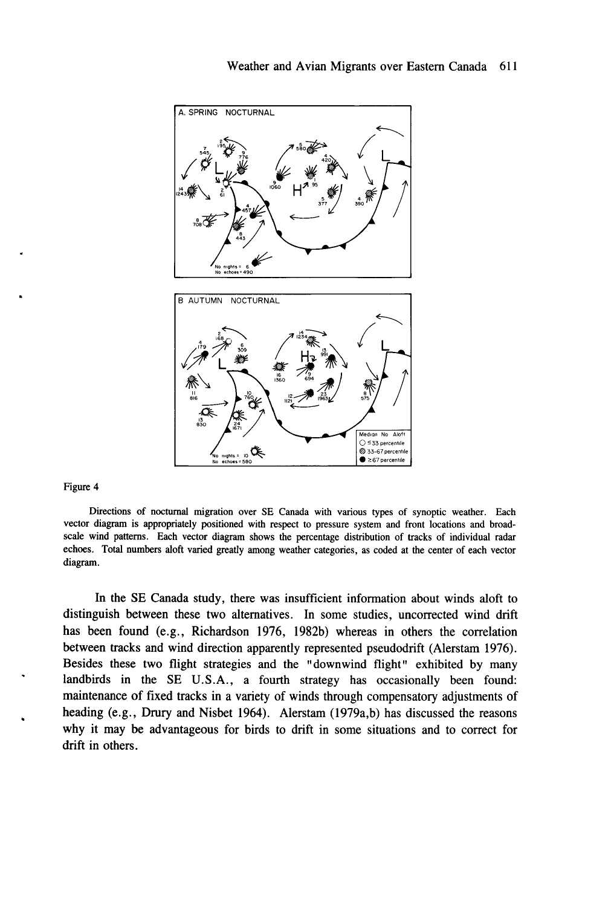Figure 4

Directions of nocturnal migration over SE Canada with various types of synoptic weather. Each vector diagram is appropriately positioned with respect to pressure system and front locations and broad-scale wind patterns. Each vector diagram shows the percentage distribution of tracks of individual radar echoes. Total numbers aloft varied greatly among weather categories, as coded at the center of each vector diagram.

In the SE Canada study, there was insufficient information about winds aloft to distinguish between these two alternatives. In some studies, uncorrected wind drift has been found (e.g., Richardson 1976, 1982b) whereas in others the correlation between tracks and wind direction apparently represented pseudodrift (Alerstam 1976). Besides these two flight strategies and the "downwind flight" exhibited by many landbirds in the SE U.S.A., a fourth strategy has occasionally been found: maintenance of fixed tracks in a variety of winds through compensatory adjustments of heading (e.g., Drury and Nisbet 1964). Alerstam (1979a,b) has discussed the reasons why it may be advantageous for birds to drift in some situations and to correct for drift in others.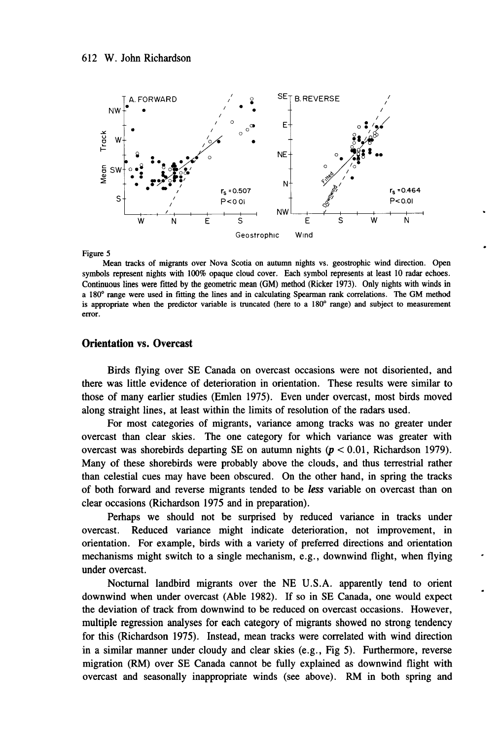Figure 5

Mean tracks of migrants over Nova Scotia on autumn nights vs. geostrophic wind direction. Open symbols represent nights with 100% opaque cloud cover. Each symbol represents at least 10 radar echoes. Continuous lines were fitted by the geometric mean (GM) method (Ricker 1973). Only nights with winds in a 180° range were used in fitting the lines and in calculating Spearman rank correlations. The GM method is appropriate when the predictor variable is truncated (here to a 180° range) and subject to measurement error.

## Orientation vs. Overcast

Birds flying over SE Canada on overcast occasions were not disoriented, and there was little evidence of deterioration in orientation. These results were similar to those of many earlier studies (Emlen 1975). Even under overcast, most birds moved along straight lines, at least within the limits of resolution of the radars used.

For most categories of migrants, variance among tracks was no greater under overcast than clear skies. The one category for which variance was greater with overcast was shorebirds departing SE on autumn nights ($p < 0.01$, Richardson 1979). Many of these shorebirds were probably above the clouds, and thus terrestrial rather than celestial cues may have been obscured. On the other hand, in spring the tracks of both forward and reverse migrants tended to be ***less*** variable on overcast than on clear occasions (Richardson 1975 and in preparation).

Perhaps we should not be surprised by reduced variance in tracks under overcast. Reduced variance might indicate deterioration, not improvement, in orientation. For example, birds with a variety of preferred directions and orientation mechanisms might switch to a single mechanism, e.g., downwind flight, when flying under overcast.

Nocturnal landbird migrants over the NE U.S.A. apparently tend to orient downwind when under overcast (Able 1982). If so in SE Canada, one would expect the deviation of track from downwind to be reduced on overcast occasions. However, multiple regression analyses for each category of migrants showed no strong tendency for this (Richardson 1975). Instead, mean tracks were correlated with wind direction in a similar manner under cloudy and clear skies (e.g., Fig 5). Furthermore, reverse migration (RM) over SE Canada cannot be fully explained as downwind flight with overcast and seasonally inappropriate winds (see above). RM in both spring and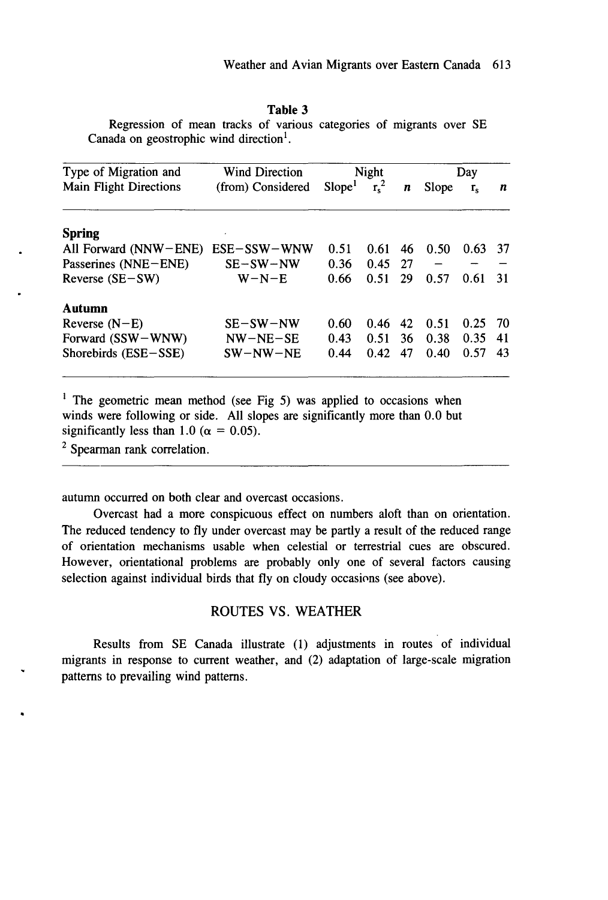**Table 3**

Regression of mean tracks of various categories of migrants over SE Canada on geostrophic wind direction[1].

| Type of Migration and Main Flight Directions | Wind Direction (from) Considered | Night | | | Day | | |
|---|---|---|---|---|---|---|---|
| | | Slope[1] | $r_s$[2] | $n$ | Slope | $r_s$ | $n$ |
| **Spring** | | | | | | | |
| All Forward (NNW–ENE) | ESE–SSW–WNW | 0.51 | 0.61 | 46 | 0.50 | 0.63 | 37 |
| Passerines (NNE–ENE) | SE–SW–NW | 0.36 | 0.45 | 27 | – | – | – |
| Reverse (SE–SW) | W–N–E | 0.66 | 0.51 | 29 | 0.57 | 0.61 | 31 |
| **Autumn** | | | | | | | |
| Reverse (N–E) | SE–SW–NW | 0.60 | 0.46 | 42 | 0.51 | 0.25 | 70 |
| Forward (SSW–WNW) | NW–NE–SE | 0.43 | 0.51 | 36 | 0.38 | 0.35 | 41 |
| Shorebirds (ESE–SSE) | SW–NW–NE | 0.44 | 0.42 | 47 | 0.40 | 0.57 | 43 |

[1] The geometric mean method (see Fig 5) was applied to occasions when winds were following or side. All slopes are significantly more than 0.0 but significantly less than 1.0 ($\alpha = 0.05$).

[2] Spearman rank correlation.

autumn occurred on both clear and overcast occasions.

Overcast had a more conspicuous effect on numbers aloft than on orientation. The reduced tendency to fly under overcast may be partly a result of the reduced range of orientation mechanisms usable when celestial or terrestrial cues are obscured. However, orientational problems are probably only one of several factors causing selection against individual birds that fly on cloudy occasions (see above).

## ROUTES VS. WEATHER

Results from SE Canada illustrate (1) adjustments in routes of individual migrants in response to current weather, and (2) adaptation of large-scale migration patterns to prevailing wind patterns.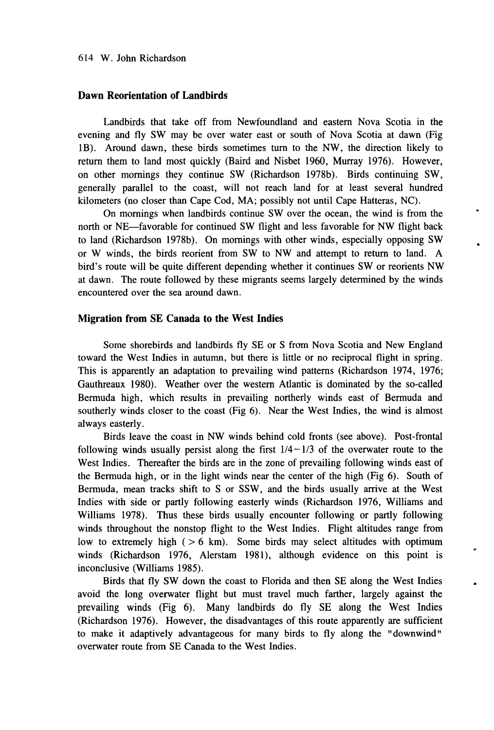## Dawn Reorientation of Landbirds

Landbirds that take off from Newfoundland and eastern Nova Scotia in the evening and fly SW may be over water east or south of Nova Scotia at dawn (Fig 1B). Around dawn, these birds sometimes turn to the NW, the direction likely to return them to land most quickly (Baird and Nisbet 1960, Murray 1976). However, on other mornings they continue SW (Richardson 1978b). Birds continuing SW, generally parallel to the coast, will not reach land for at least several hundred kilometers (no closer than Cape Cod, MA; possibly not until Cape Hatteras, NC).

On mornings when landbirds continue SW over the ocean, the wind is from the north or NE—favorable for continued SW flight and less favorable for NW flight back to land (Richardson 1978b). On mornings with other winds, especially opposing SW or W winds, the birds reorient from SW to NW and attempt to return to land. A bird's route will be quite different depending whether it continues SW or reorients NW at dawn. The route followed by these migrants seems largely determined by the winds encountered over the sea around dawn.

## Migration from SE Canada to the West Indies

Some shorebirds and landbirds fly SE or S from Nova Scotia and New England toward the West Indies in autumn, but there is little or no reciprocal flight in spring. This is apparently an adaptation to prevailing wind patterns (Richardson 1974, 1976; Gauthreaux 1980). Weather over the western Atlantic is dominated by the so-called Bermuda high, which results in prevailing northerly winds east of Bermuda and southerly winds closer to the coast (Fig 6). Near the West Indies, the wind is almost always easterly.

Birds leave the coast in NW winds behind cold fronts (see above). Post-frontal following winds usually persist along the first 1/4 – 1/3 of the overwater route to the West Indies. Thereafter the birds are in the zone of prevailing following winds east of the Bermuda high, or in the light winds near the center of the high (Fig 6). South of Bermuda, mean tracks shift to S or SSW, and the birds usually arrive at the West Indies with side or partly following easterly winds (Richardson 1976, Williams and Williams 1978). Thus these birds usually encounter following or partly following winds throughout the nonstop flight to the West Indies. Flight altitudes range from low to extremely high ( > 6 km). Some birds may select altitudes with optimum winds (Richardson 1976, Alerstam 1981), although evidence on this point is inconclusive (Williams 1985).

Birds that fly SW down the coast to Florida and then SE along the West Indies avoid the long overwater flight but must travel much farther, largely against the prevailing winds (Fig 6). Many landbirds do fly SE along the West Indies (Richardson 1976). However, the disadvantages of this route apparently are sufficient to make it adaptively advantageous for many birds to fly along the "downwind" overwater route from SE Canada to the West Indies.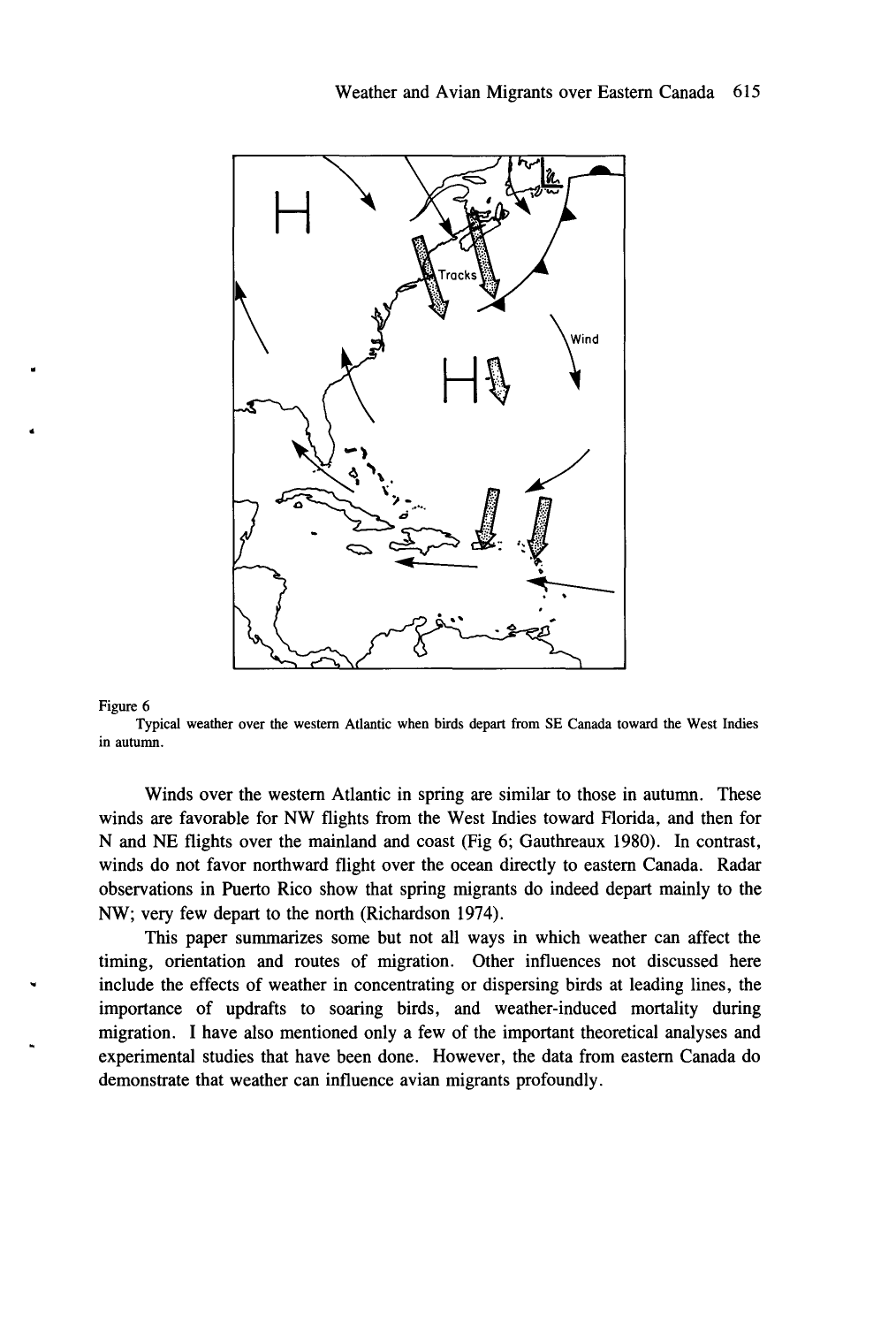Figure 6

Typical weather over the western Atlantic when birds depart from SE Canada toward the West Indies in autumn.

Winds over the western Atlantic in spring are similar to those in autumn. These winds are favorable for NW flights from the West Indies toward Florida, and then for N and NE flights over the mainland and coast (Fig 6; Gauthreaux 1980). In contrast, winds do not favor northward flight over the ocean directly to eastern Canada. Radar observations in Puerto Rico show that spring migrants do indeed depart mainly to the NW; very few depart to the north (Richardson 1974).

This paper summarizes some but not all ways in which weather can affect the timing, orientation and routes of migration. Other influences not discussed here include the effects of weather in concentrating or dispersing birds at leading lines, the importance of updrafts to soaring birds, and weather-induced mortality during migration. I have also mentioned only a few of the important theoretical analyses and experimental studies that have been done. However, the data from eastern Canada do demonstrate that weather can influence avian migrants profoundly.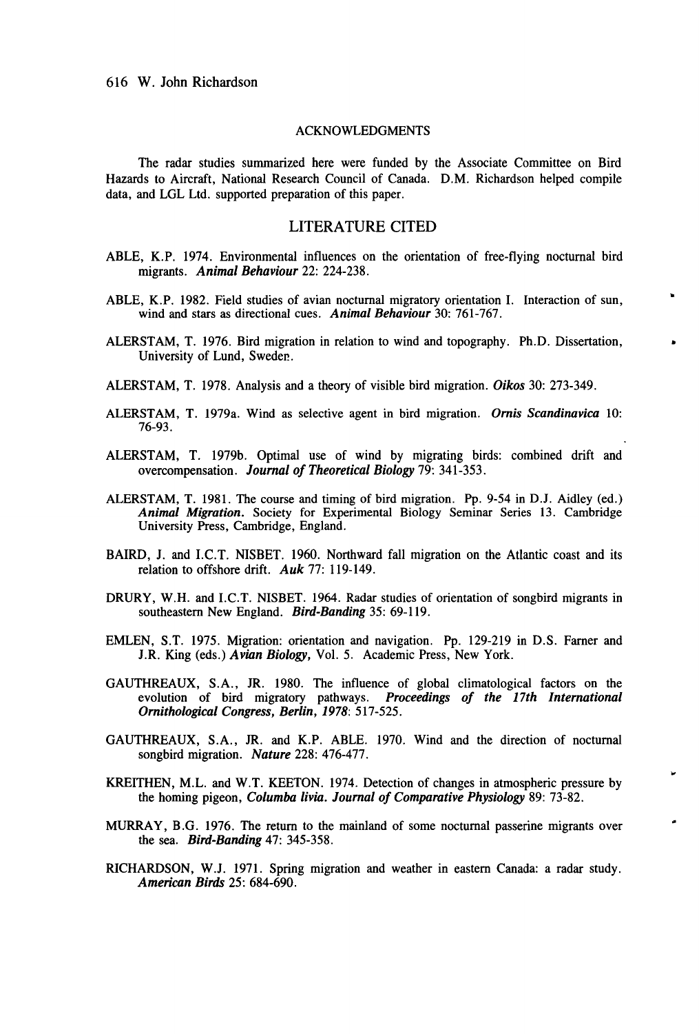## ACKNOWLEDGMENTS

The radar studies summarized here were funded by the Associate Committee on Bird Hazards to Aircraft, National Research Council of Canada. D.M. Richardson helped compile data, and LGL Ltd. supported preparation of this paper.

## LITERATURE CITED

ABLE, K.P. 1974. Environmental influences on the orientation of free-flying nocturnal bird migrants. ***Animal Behaviour*** 22: 224-238.

ABLE, K.P. 1982. Field studies of avian nocturnal migratory orientation I. Interaction of sun, wind and stars as directional cues. ***Animal Behaviour*** 30: 761-767.

ALERSTAM, T. 1976. Bird migration in relation to wind and topography. Ph.D. Dissertation, University of Lund, Sweden.

ALERSTAM, T. 1978. Analysis and a theory of visible bird migration. ***Oikos*** 30: 273-349.

ALERSTAM, T. 1979a. Wind as selective agent in bird migration. ***Ornis Scandinavica*** 10: 76-93.

ALERSTAM, T. 1979b. Optimal use of wind by migrating birds: combined drift and overcompensation. ***Journal of Theoretical Biology*** 79: 341-353.

ALERSTAM, T. 1981. The course and timing of bird migration. Pp. 9-54 in D.J. Aidley (ed.) ***Animal Migration.*** Society for Experimental Biology Seminar Series 13. Cambridge University Press, Cambridge, England.

BAIRD, J. and I.C.T. NISBET. 1960. Northward fall migration on the Atlantic coast and its relation to offshore drift. ***Auk*** 77: 119-149.

DRURY, W.H. and I.C.T. NISBET. 1964. Radar studies of orientation of songbird migrants in southeastern New England. ***Bird-Banding*** 35: 69-119.

EMLEN, S.T. 1975. Migration: orientation and navigation. Pp. 129-219 in D.S. Farner and J.R. King (eds.) ***Avian Biology,*** Vol. 5. Academic Press, New York.

GAUTHREAUX, S.A., JR. 1980. The influence of global climatological factors on the evolution of bird migratory pathways. ***Proceedings of the 17th International Ornithological Congress, Berlin, 1978***: 517-525.

GAUTHREAUX, S.A., JR. and K.P. ABLE. 1970. Wind and the direction of nocturnal songbird migration. ***Nature*** 228: 476-477.

KREITHEN, M.L. and W.T. KEETON. 1974. Detection of changes in atmospheric pressure by the homing pigeon, ***Columba livia. Journal of Comparative Physiology*** 89: 73-82.

MURRAY, B.G. 1976. The return to the mainland of some nocturnal passerine migrants over the sea. ***Bird-Banding*** 47: 345-358.

RICHARDSON, W.J. 1971. Spring migration and weather in eastern Canada: a radar study. ***American Birds*** 25: 684-690.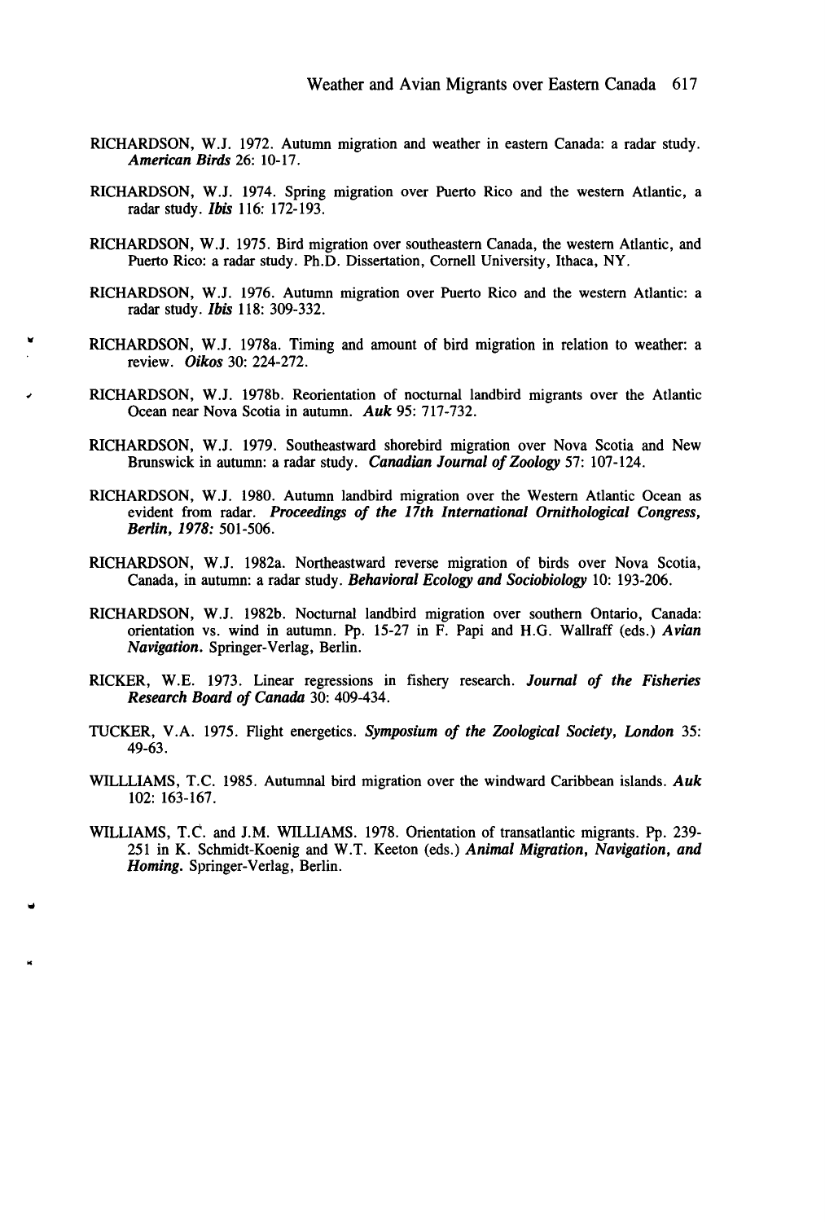RICHARDSON, W.J. 1972. Autumn migration and weather in eastern Canada: a radar study. ***American Birds*** 26: 10-17.

RICHARDSON, W.J. 1974. Spring migration over Puerto Rico and the western Atlantic, a radar study. ***Ibis*** 116: 172-193.

RICHARDSON, W.J. 1975. Bird migration over southeastern Canada, the western Atlantic, and Puerto Rico: a radar study. Ph.D. Dissertation, Cornell University, Ithaca, NY.

RICHARDSON, W.J. 1976. Autumn migration over Puerto Rico and the western Atlantic: a radar study. ***Ibis*** 118: 309-332.

RICHARDSON, W.J. 1978a. Timing and amount of bird migration in relation to weather: a review. ***Oikos*** 30: 224-272.

RICHARDSON, W.J. 1978b. Reorientation of nocturnal landbird migrants over the Atlantic Ocean near Nova Scotia in autumn. ***Auk*** 95: 717-732.

RICHARDSON, W.J. 1979. Southeastward shorebird migration over Nova Scotia and New Brunswick in autumn: a radar study. ***Canadian Journal of Zoology*** 57: 107-124.

RICHARDSON, W.J. 1980. Autumn landbird migration over the Western Atlantic Ocean as evident from radar. ***Proceedings of the 17th International Ornithological Congress, Berlin, 1978:*** 501-506.

RICHARDSON, W.J. 1982a. Northeastward reverse migration of birds over Nova Scotia, Canada, in autumn: a radar study. ***Behavioral Ecology and Sociobiology*** 10: 193-206.

RICHARDSON, W.J. 1982b. Nocturnal landbird migration over southern Ontario, Canada: orientation vs. wind in autumn. Pp. 15-27 in F. Papi and H.G. Wallraff (eds.) ***Avian Navigation.*** Springer-Verlag, Berlin.

RICKER, W.E. 1973. Linear regressions in fishery research. ***Journal of the Fisheries Research Board of Canada*** 30: 409-434.

TUCKER, V.A. 1975. Flight energetics. ***Symposium of the Zoological Society, London*** 35: 49-63.

WILLLIAMS, T.C. 1985. Autumnal bird migration over the windward Caribbean islands. ***Auk*** 102: 163-167.

WILLIAMS, T.C. and J.M. WILLIAMS. 1978. Orientation of transatlantic migrants. Pp. 239-251 in K. Schmidt-Koenig and W.T. Keeton (eds.) ***Animal Migration, Navigation, and Homing.*** Springer-Verlag, Berlin.